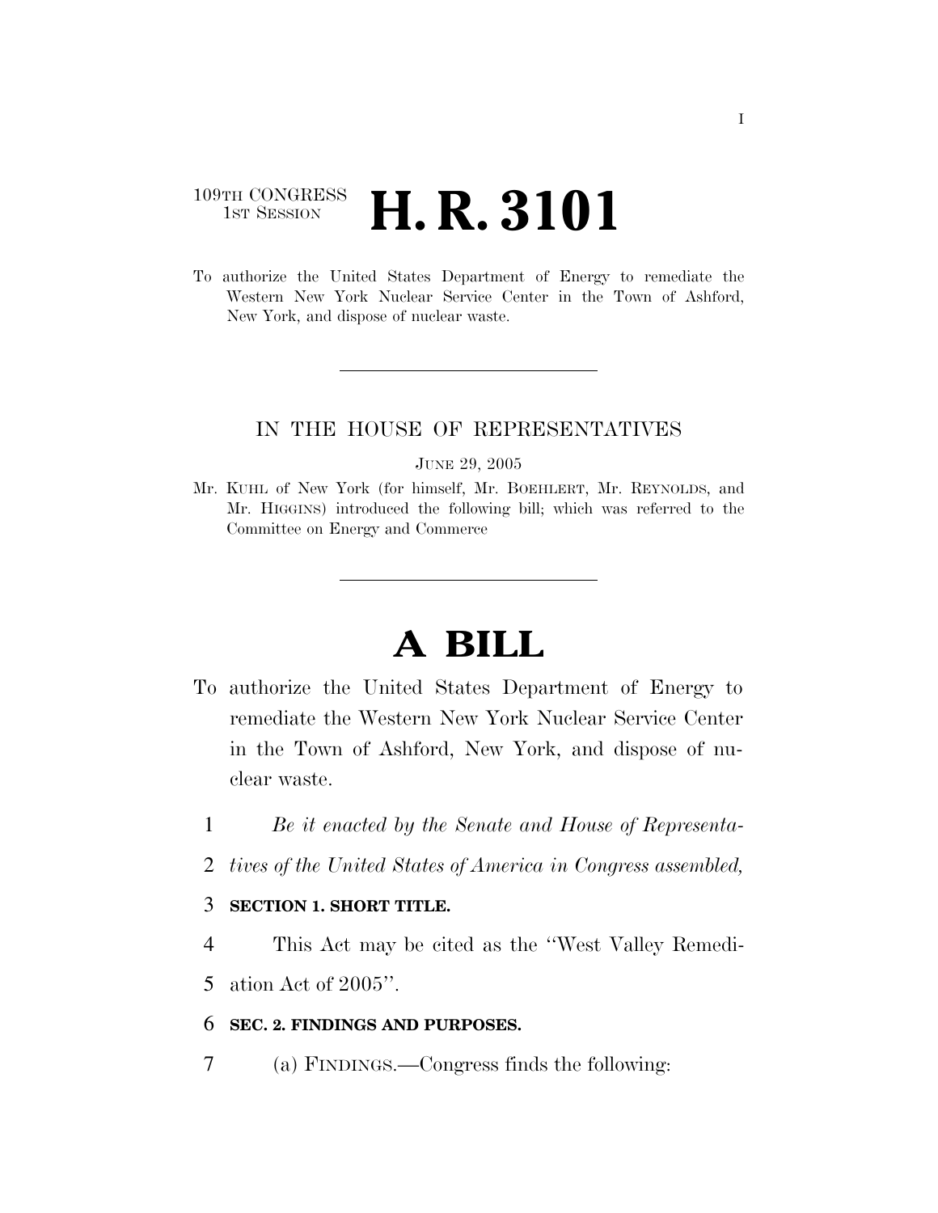109TH CONGRESS
1ST SESSION

# H. R. 3101

To authorize the United States Department of Energy to remediate the Western New York Nuclear Service Center in the Town of Ashford, New York, and dispose of nuclear waste.

---

IN THE HOUSE OF REPRESENTATIVES

JUNE 29, 2005

Mr. KUHL of New York (for himself, Mr. BOEHLERT, Mr. REYNOLDS, and Mr. HIGGINS) introduced the following bill; which was referred to the Committee on Energy and Commerce

---

# A BILL

To authorize the United States Department of Energy to remediate the Western New York Nuclear Service Center in the Town of Ashford, New York, and dispose of nuclear waste.

1 *Be it enacted by the Senate and House of Representa-*
2 *tives of the United States of America in Congress assembled,*

3 **SECTION 1. SHORT TITLE.**

4 This Act may be cited as the "West Valley Remedi-
5 ation Act of 2005".

6 **SEC. 2. FINDINGS AND PURPOSES.**

7 (a) FINDINGS.—Congress finds the following: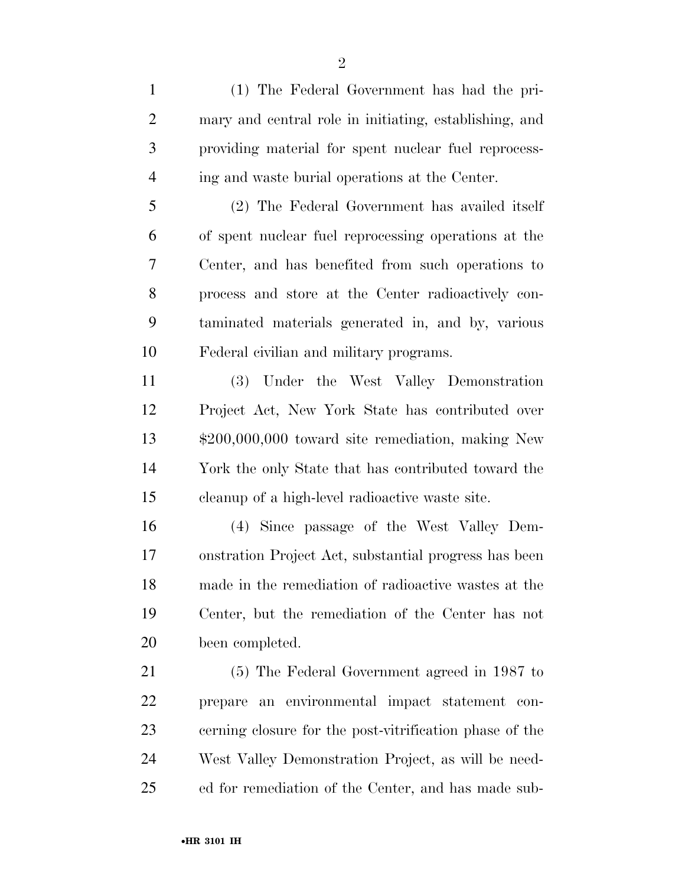(1) The Federal Government has had the primary and central role in initiating, establishing, and providing material for spent nuclear fuel reprocessing and waste burial operations at the Center.

(2) The Federal Government has availed itself of spent nuclear fuel reprocessing operations at the Center, and has benefited from such operations to process and store at the Center radioactively contaminated materials generated in, and by, various Federal civilian and military programs.

(3) Under the West Valley Demonstration Project Act, New York State has contributed over $200,000,000 toward site remediation, making New York the only State that has contributed toward the cleanup of a high-level radioactive waste site.

(4) Since passage of the West Valley Demonstration Project Act, substantial progress has been made in the remediation of radioactive wastes at the Center, but the remediation of the Center has not been completed.

(5) The Federal Government agreed in 1987 to prepare an environmental impact statement concerning closure for the post-vitrification phase of the West Valley Demonstration Project, as will be needed for remediation of the Center, and has made sub-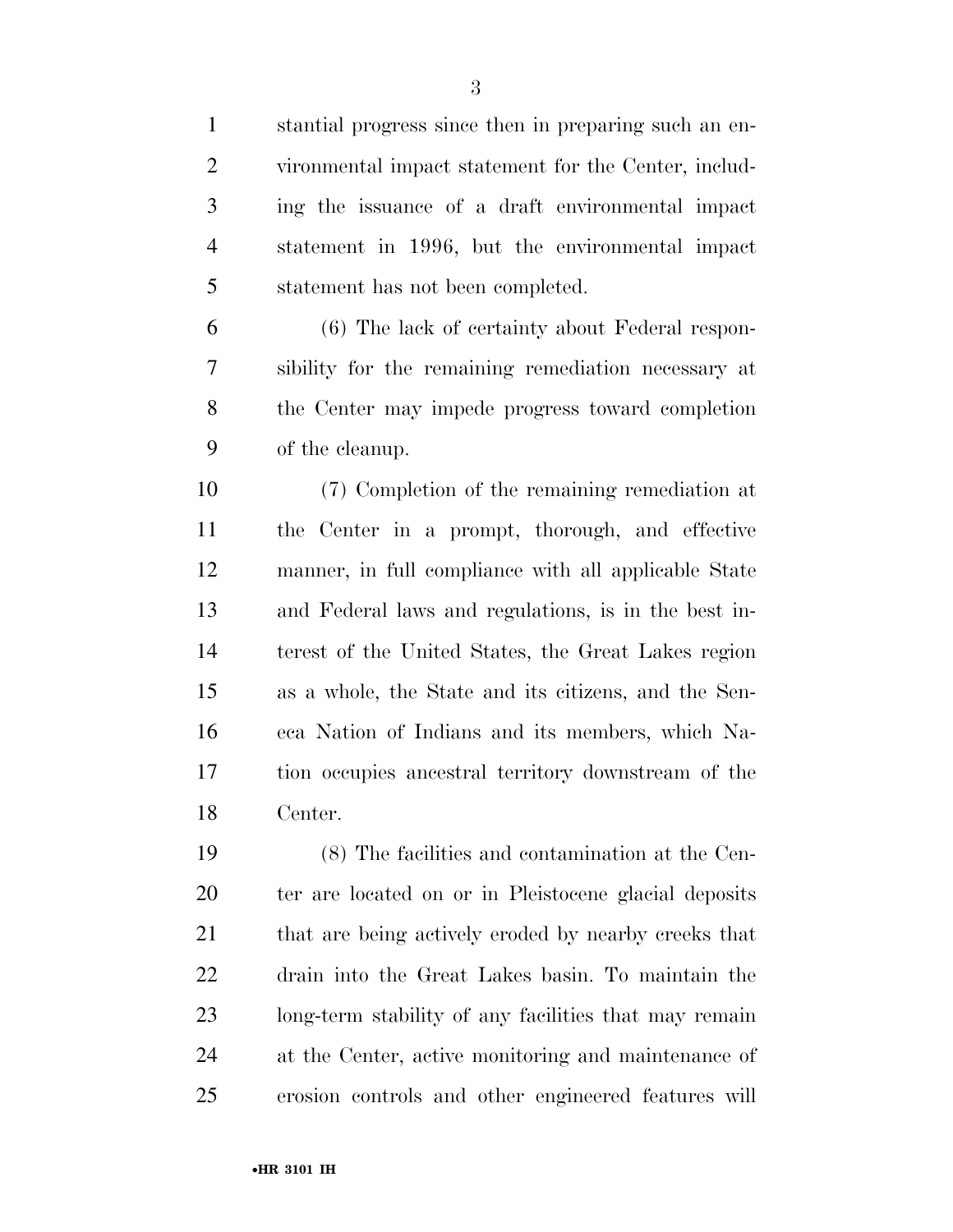stantial progress since then in preparing such an environmental impact statement for the Center, including the issuance of a draft environmental impact statement in 1996, but the environmental impact statement has not been completed.

(6) The lack of certainty about Federal responsibility for the remaining remediation necessary at the Center may impede progress toward completion of the cleanup.

(7) Completion of the remaining remediation at the Center in a prompt, thorough, and effective manner, in full compliance with all applicable State and Federal laws and regulations, is in the best interest of the United States, the Great Lakes region as a whole, the State and its citizens, and the Seneca Nation of Indians and its members, which Nation occupies ancestral territory downstream of the Center.

(8) The facilities and contamination at the Center are located on or in Pleistocene glacial deposits that are being actively eroded by nearby creeks that drain into the Great Lakes basin. To maintain the long-term stability of any facilities that may remain at the Center, active monitoring and maintenance of erosion controls and other engineered features will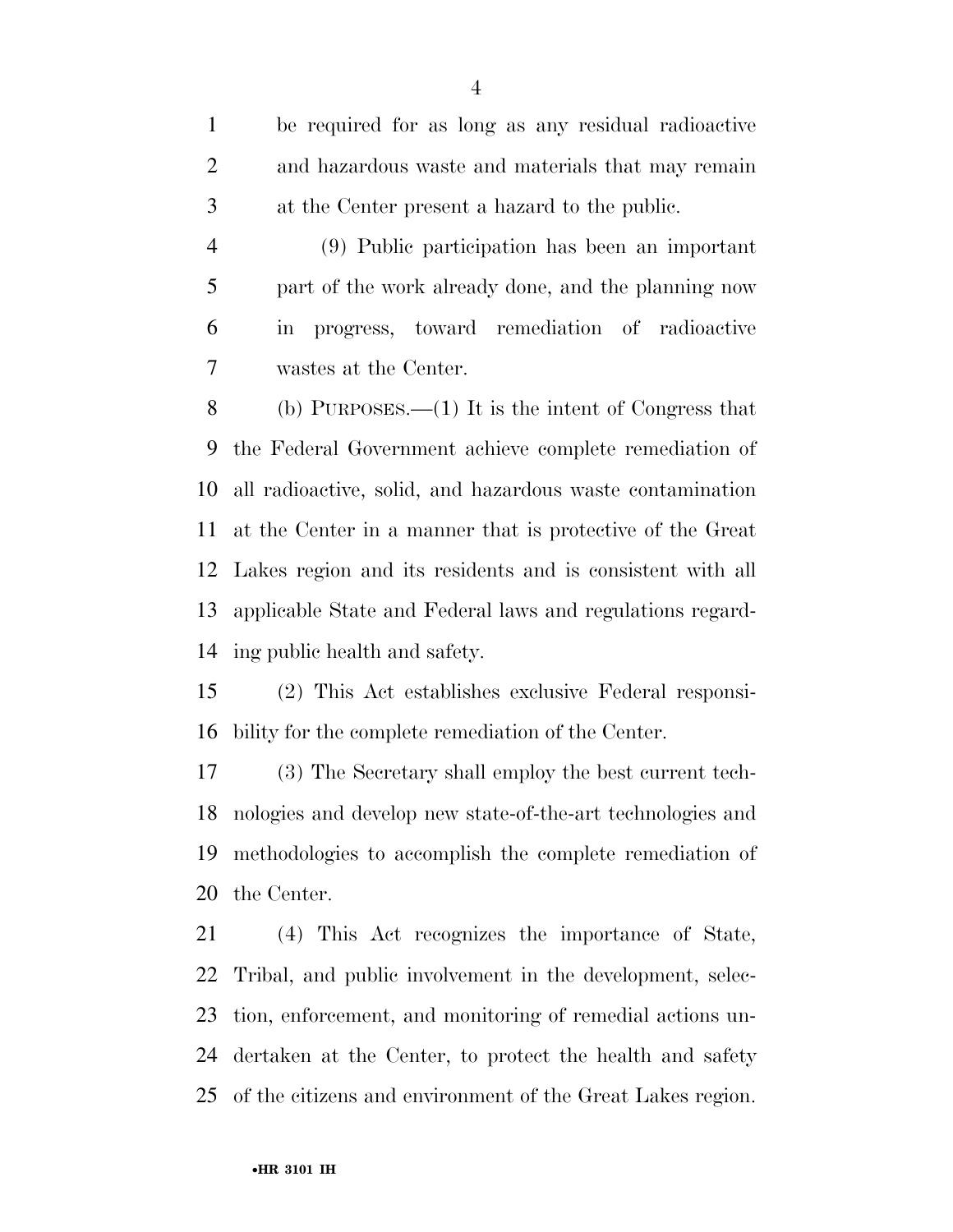be required for as long as any residual radioactive and hazardous waste and materials that may remain at the Center present a hazard to the public.

(9) Public participation has been an important part of the work already done, and the planning now in progress, toward remediation of radioactive wastes at the Center.

(b) PURPOSES.—(1) It is the intent of Congress that the Federal Government achieve complete remediation of all radioactive, solid, and hazardous waste contamination at the Center in a manner that is protective of the Great Lakes region and its residents and is consistent with all applicable State and Federal laws and regulations regarding public health and safety.

(2) This Act establishes exclusive Federal responsibility for the complete remediation of the Center.

(3) The Secretary shall employ the best current technologies and develop new state-of-the-art technologies and methodologies to accomplish the complete remediation of the Center.

(4) This Act recognizes the importance of State, Tribal, and public involvement in the development, selection, enforcement, and monitoring of remedial actions undertaken at the Center, to protect the health and safety of the citizens and environment of the Great Lakes region.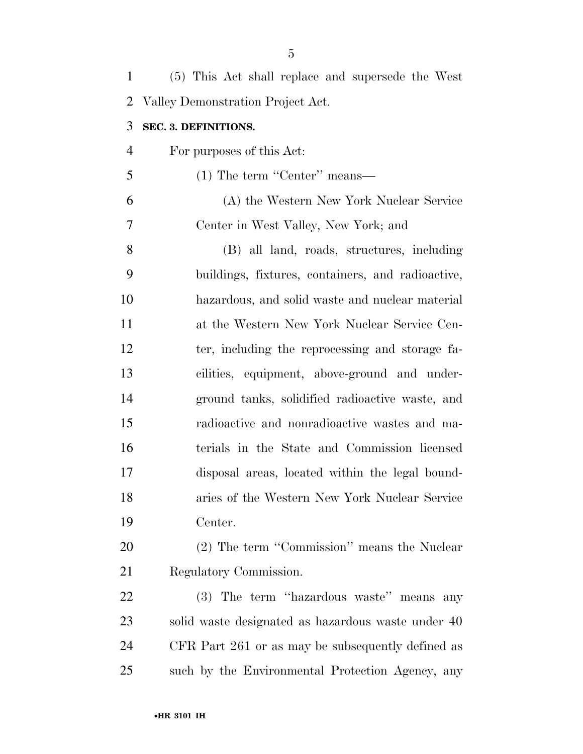(5) This Act shall replace and supersede the West Valley Demonstration Project Act.

**SEC. 3. DEFINITIONS.**

For purposes of this Act:

(1) The term ''Center'' means—

(A) the Western New York Nuclear Service Center in West Valley, New York; and

(B) all land, roads, structures, including buildings, fixtures, containers, and radioactive, hazardous, and solid waste and nuclear material at the Western New York Nuclear Service Center, including the reprocessing and storage facilities, equipment, above-ground and underground tanks, solidified radioactive waste, and radioactive and nonradioactive wastes and materials in the State and Commission licensed disposal areas, located within the legal boundaries of the Western New York Nuclear Service Center.

(2) The term ''Commission'' means the Nuclear Regulatory Commission.

(3) The term ''hazardous waste'' means any solid waste designated as hazardous waste under 40 CFR Part 261 or as may be subsequently defined as such by the Environmental Protection Agency, any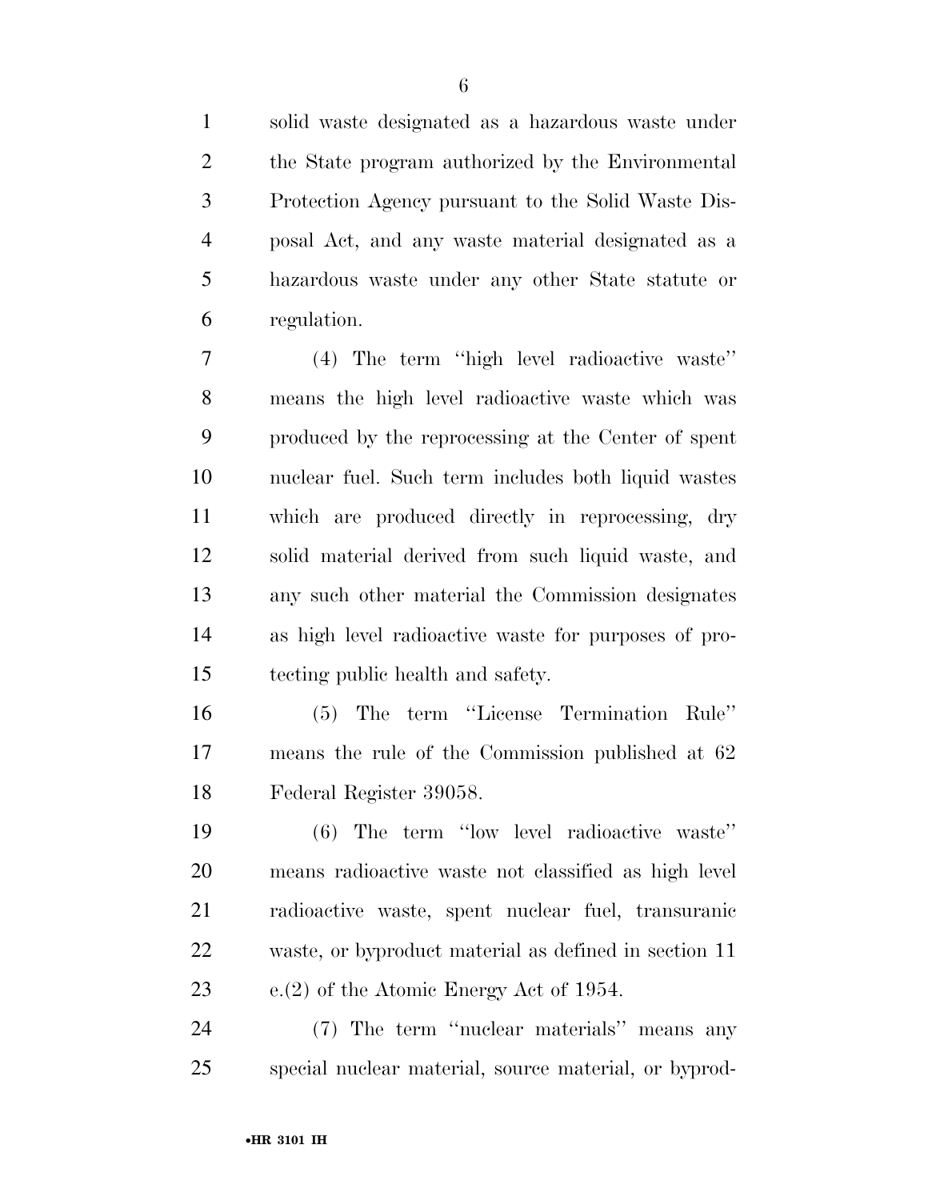solid waste designated as a hazardous waste under the State program authorized by the Environmental Protection Agency pursuant to the Solid Waste Disposal Act, and any waste material designated as a hazardous waste under any other State statute or regulation.

(4) The term ''high level radioactive waste'' means the high level radioactive waste which was produced by the reprocessing at the Center of spent nuclear fuel. Such term includes both liquid wastes which are produced directly in reprocessing, dry solid material derived from such liquid waste, and any such other material the Commission designates as high level radioactive waste for purposes of protecting public health and safety.

(5) The term ''License Termination Rule'' means the rule of the Commission published at 62 Federal Register 39058.

(6) The term ''low level radioactive waste'' means radioactive waste not classified as high level radioactive waste, spent nuclear fuel, transuranic waste, or byproduct material as defined in section 11 e.(2) of the Atomic Energy Act of 1954.

(7) The term ''nuclear materials'' means any special nuclear material, source material, or byprod-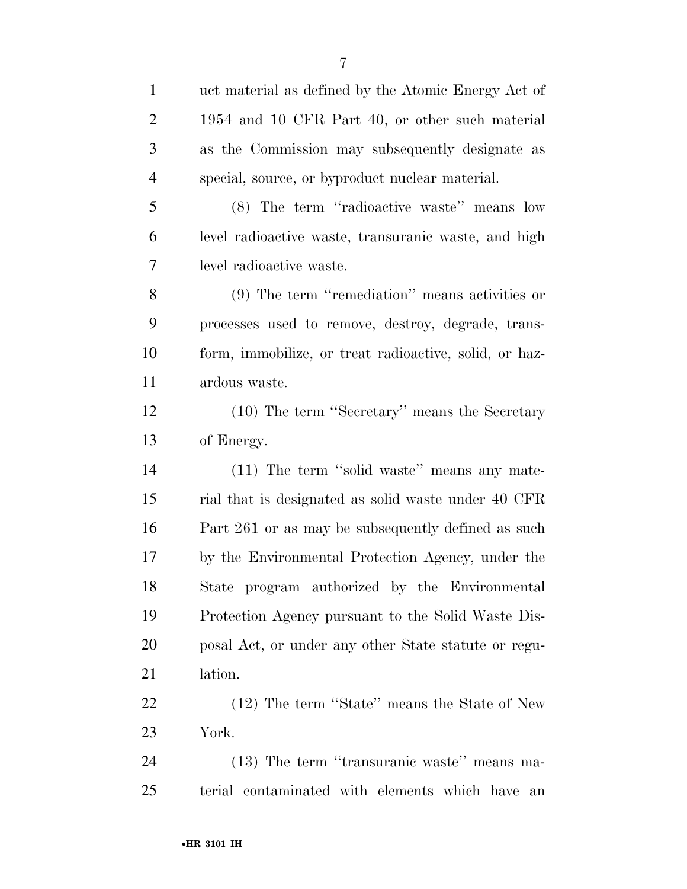uct material as defined by the Atomic Energy Act of 1954 and 10 CFR Part 40, or other such material as the Commission may subsequently designate as special, source, or byproduct nuclear material.

(8) The term "radioactive waste" means low level radioactive waste, transuranic waste, and high level radioactive waste.

(9) The term "remediation" means activities or processes used to remove, destroy, degrade, transform, immobilize, or treat radioactive, solid, or hazardous waste.

(10) The term "Secretary" means the Secretary of Energy.

(11) The term "solid waste" means any material that is designated as solid waste under 40 CFR Part 261 or as may be subsequently defined as such by the Environmental Protection Agency, under the State program authorized by the Environmental Protection Agency pursuant to the Solid Waste Disposal Act, or under any other State statute or regulation.

(12) The term "State" means the State of New York.

(13) The term "transuranic waste" means material contaminated with elements which have an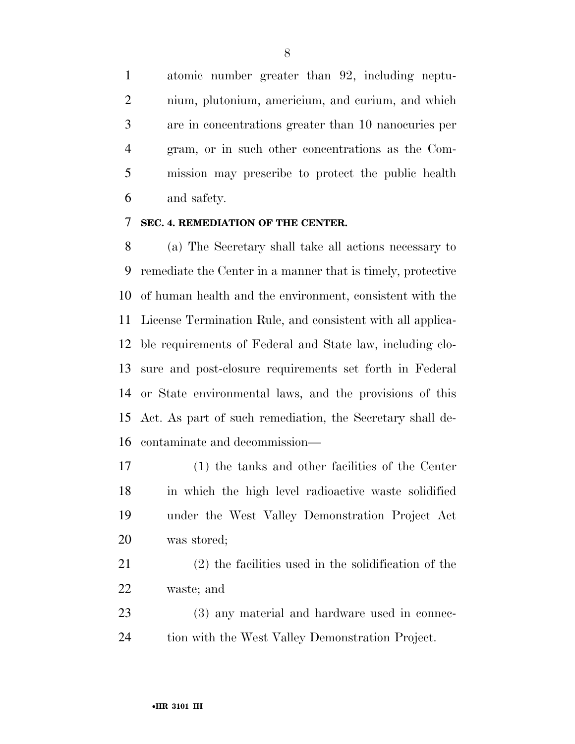atomic number greater than 92, including neptunium, plutonium, americium, and curium, and which are in concentrations greater than 10 nanocuries per gram, or in such other concentrations as the Commission may prescribe to protect the public health and safety.

**SEC. 4. REMEDIATION OF THE CENTER.**

(a) The Secretary shall take all actions necessary to remediate the Center in a manner that is timely, protective of human health and the environment, consistent with the License Termination Rule, and consistent with all applicable requirements of Federal and State law, including closure and post-closure requirements set forth in Federal or State environmental laws, and the provisions of this Act. As part of such remediation, the Secretary shall decontaminate and decommission—

(1) the tanks and other facilities of the Center in which the high level radioactive waste solidified under the West Valley Demonstration Project Act was stored;

(2) the facilities used in the solidification of the waste; and

(3) any material and hardware used in connection with the West Valley Demonstration Project.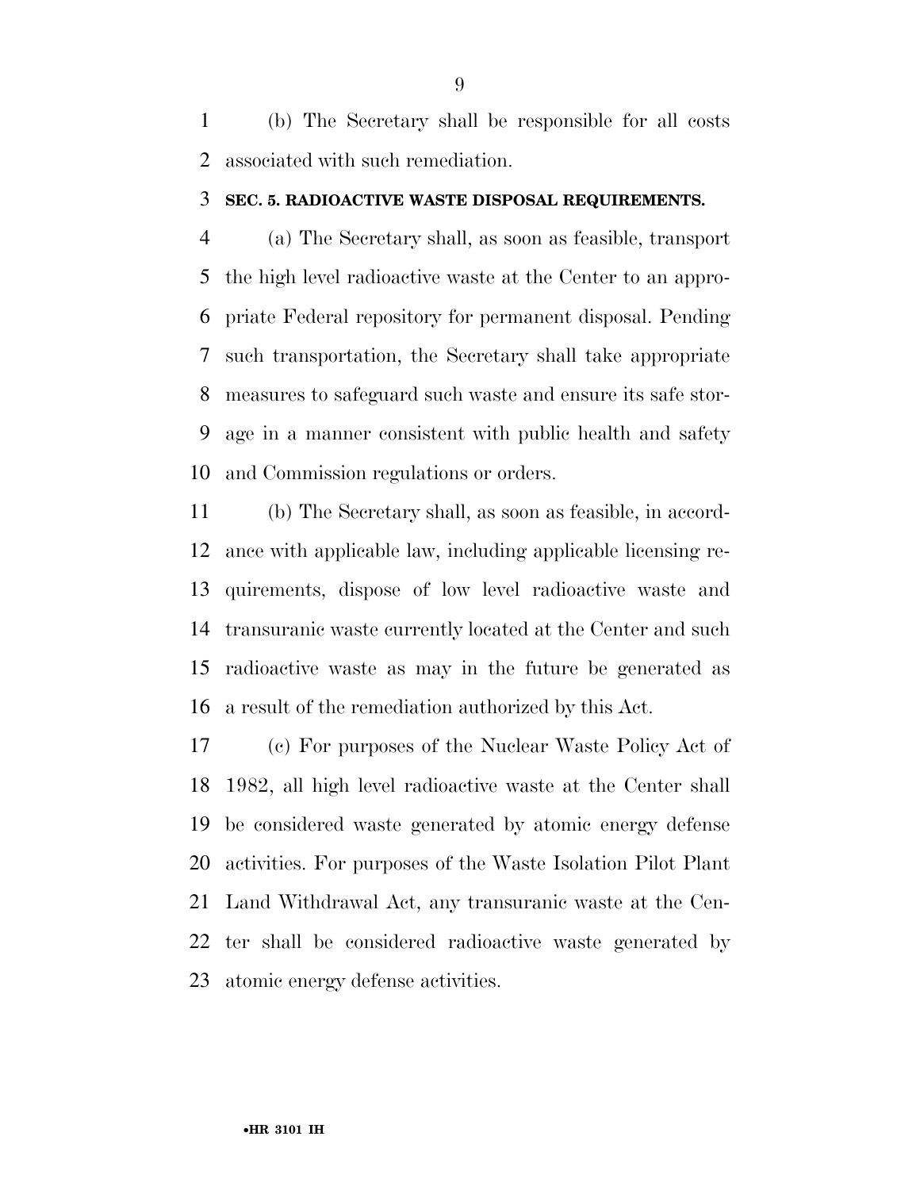(b) The Secretary shall be responsible for all costs associated with such remediation.

### SEC. 5. RADIOACTIVE WASTE DISPOSAL REQUIREMENTS.

(a) The Secretary shall, as soon as feasible, transport the high level radioactive waste at the Center to an appropriate Federal repository for permanent disposal. Pending such transportation, the Secretary shall take appropriate measures to safeguard such waste and ensure its safe storage in a manner consistent with public health and safety and Commission regulations or orders.

(b) The Secretary shall, as soon as feasible, in accordance with applicable law, including applicable licensing requirements, dispose of low level radioactive waste and transuranic waste currently located at the Center and such radioactive waste as may in the future be generated as a result of the remediation authorized by this Act.

(c) For purposes of the Nuclear Waste Policy Act of 1982, all high level radioactive waste at the Center shall be considered waste generated by atomic energy defense activities. For purposes of the Waste Isolation Pilot Plant Land Withdrawal Act, any transuranic waste at the Center shall be considered radioactive waste generated by atomic energy defense activities.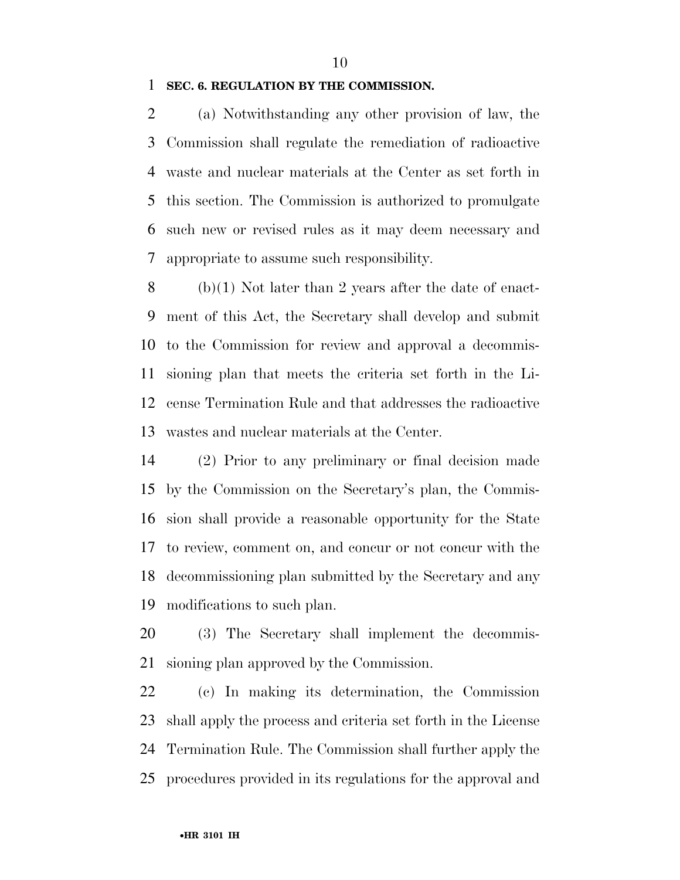**SEC. 6. REGULATION BY THE COMMISSION.**

(a) Notwithstanding any other provision of law, the Commission shall regulate the remediation of radioactive waste and nuclear materials at the Center as set forth in this section. The Commission is authorized to promulgate such new or revised rules as it may deem necessary and appropriate to assume such responsibility.

(b)(1) Not later than 2 years after the date of enactment of this Act, the Secretary shall develop and submit to the Commission for review and approval a decommissioning plan that meets the criteria set forth in the License Termination Rule and that addresses the radioactive wastes and nuclear materials at the Center.

(2) Prior to any preliminary or final decision made by the Commission on the Secretary's plan, the Commission shall provide a reasonable opportunity for the State to review, comment on, and concur or not concur with the decommissioning plan submitted by the Secretary and any modifications to such plan.

(3) The Secretary shall implement the decommissioning plan approved by the Commission.

(c) In making its determination, the Commission shall apply the process and criteria set forth in the License Termination Rule. The Commission shall further apply the procedures provided in its regulations for the approval and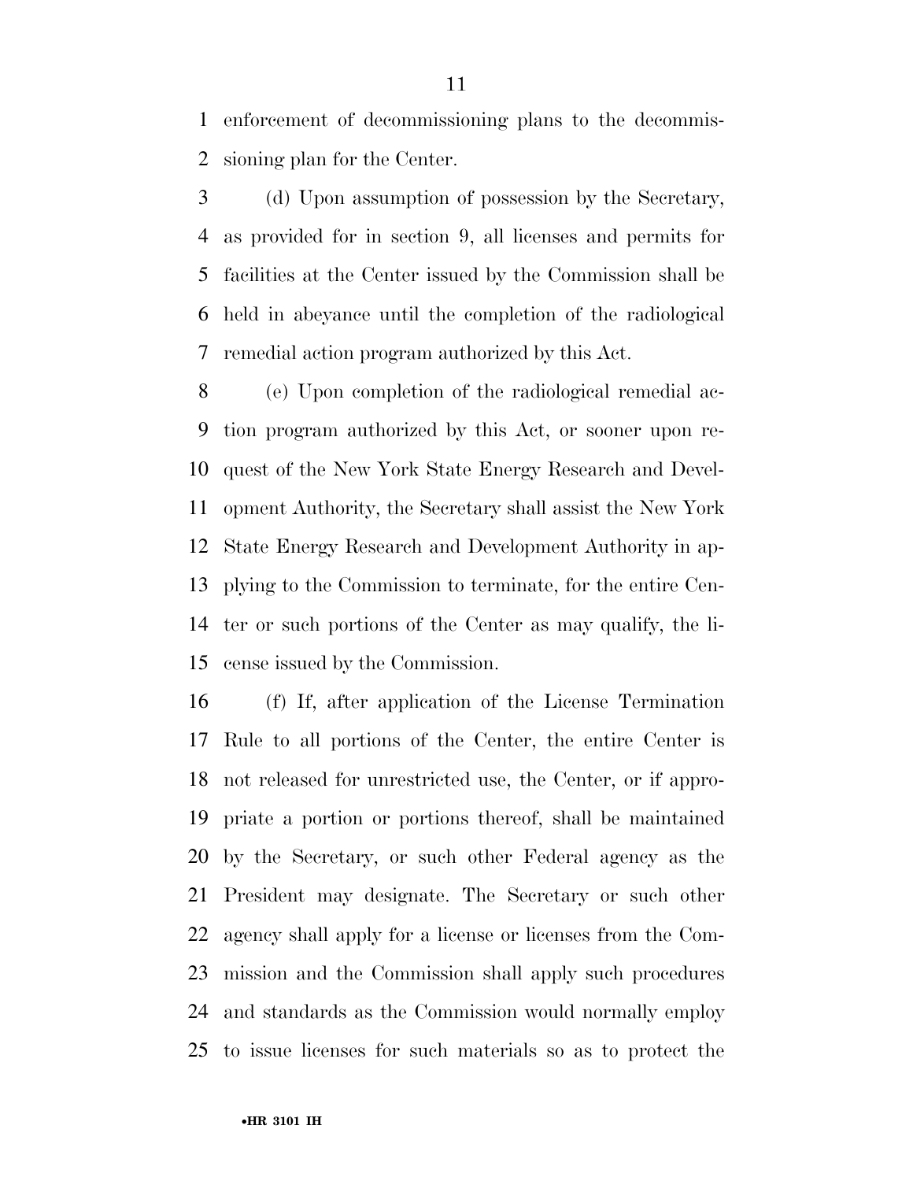enforcement of decommissioning plans to the decommissioning plan for the Center.

(d) Upon assumption of possession by the Secretary, as provided for in section 9, all licenses and permits for facilities at the Center issued by the Commission shall be held in abeyance until the completion of the radiological remedial action program authorized by this Act.

(e) Upon completion of the radiological remedial action program authorized by this Act, or sooner upon request of the New York State Energy Research and Development Authority, the Secretary shall assist the New York State Energy Research and Development Authority in applying to the Commission to terminate, for the entire Center or such portions of the Center as may qualify, the license issued by the Commission.

(f) If, after application of the License Termination Rule to all portions of the Center, the entire Center is not released for unrestricted use, the Center, or if appropriate a portion or portions thereof, shall be maintained by the Secretary, or such other Federal agency as the President may designate. The Secretary or such other agency shall apply for a license or licenses from the Commission and the Commission shall apply such procedures and standards as the Commission would normally employ to issue licenses for such materials so as to protect the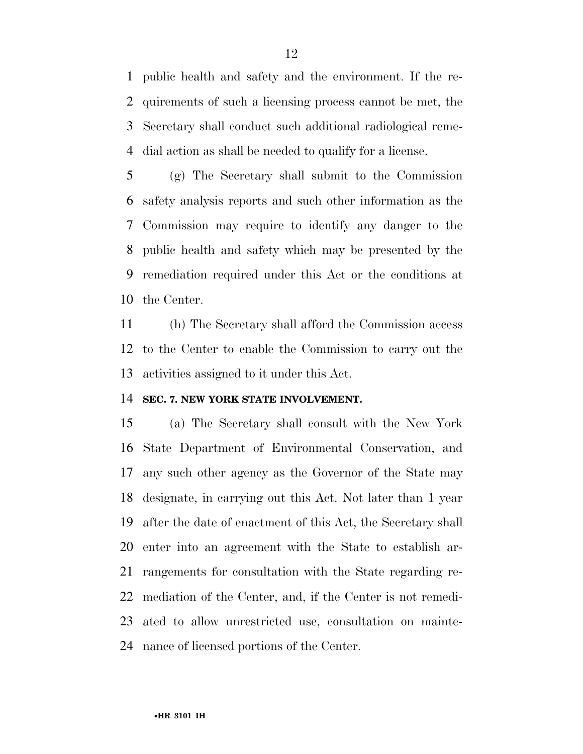public health and safety and the environment. If the requirements of such a licensing process cannot be met, the Secretary shall conduct such additional radiological remedial action as shall be needed to qualify for a license.

(g) The Secretary shall submit to the Commission safety analysis reports and such other information as the Commission may require to identify any danger to the public health and safety which may be presented by the remediation required under this Act or the conditions at the Center.

(h) The Secretary shall afford the Commission access to the Center to enable the Commission to carry out the activities assigned to it under this Act.

**SEC. 7. NEW YORK STATE INVOLVEMENT.**

(a) The Secretary shall consult with the New York State Department of Environmental Conservation, and any such other agency as the Governor of the State may designate, in carrying out this Act. Not later than 1 year after the date of enactment of this Act, the Secretary shall enter into an agreement with the State to establish arrangements for consultation with the State regarding remediation of the Center, and, if the Center is not remediated to allow unrestricted use, consultation on maintenance of licensed portions of the Center.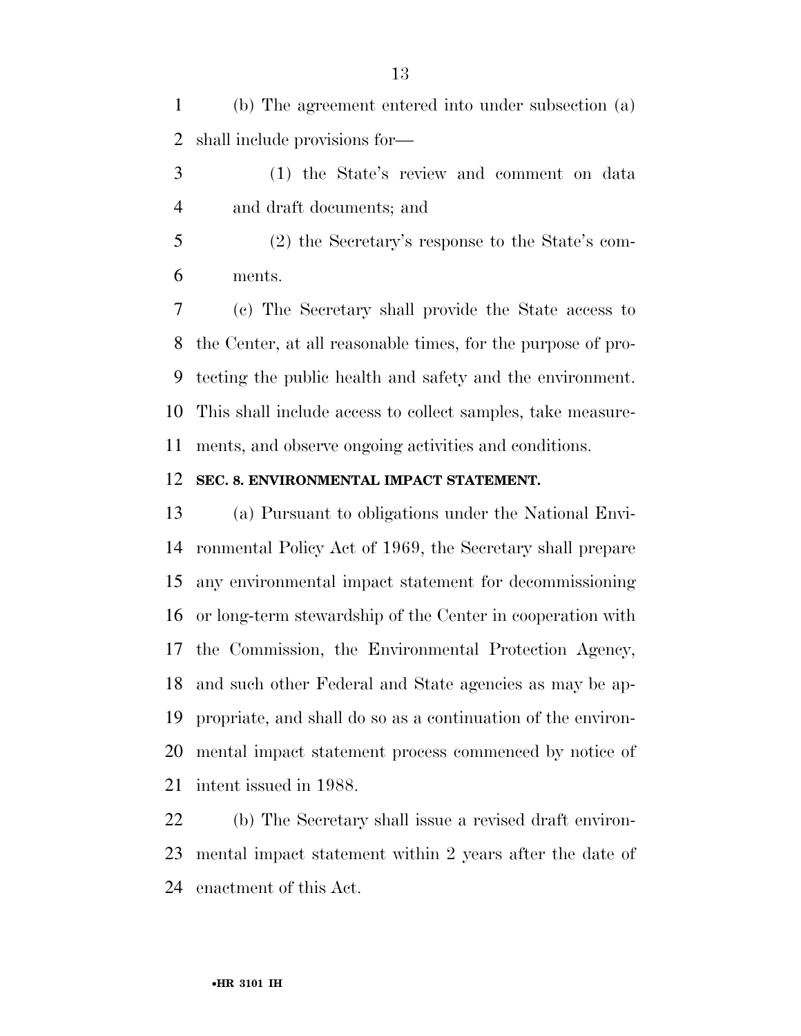(b) The agreement entered into under subsection (a) shall include provisions for—

(1) the State's review and comment on data and draft documents; and

(2) the Secretary's response to the State's comments.

(c) The Secretary shall provide the State access to the Center, at all reasonable times, for the purpose of protecting the public health and safety and the environment. This shall include access to collect samples, take measurements, and observe ongoing activities and conditions.

**SEC. 8. ENVIRONMENTAL IMPACT STATEMENT.**

(a) Pursuant to obligations under the National Environmental Policy Act of 1969, the Secretary shall prepare any environmental impact statement for decommissioning or long-term stewardship of the Center in cooperation with the Commission, the Environmental Protection Agency, and such other Federal and State agencies as may be appropriate, and shall do so as a continuation of the environmental impact statement process commenced by notice of intent issued in 1988.

(b) The Secretary shall issue a revised draft environmental impact statement within 2 years after the date of enactment of this Act.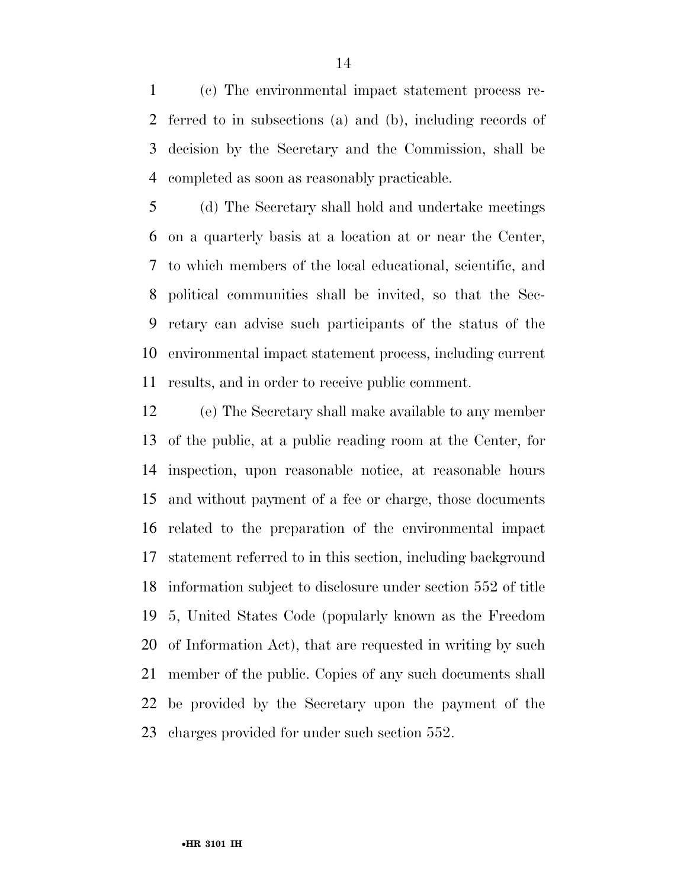(c) The environmental impact statement process referred to in subsections (a) and (b), including records of decision by the Secretary and the Commission, shall be completed as soon as reasonably practicable.

(d) The Secretary shall hold and undertake meetings on a quarterly basis at a location at or near the Center, to which members of the local educational, scientific, and political communities shall be invited, so that the Secretary can advise such participants of the status of the environmental impact statement process, including current results, and in order to receive public comment.

(e) The Secretary shall make available to any member of the public, at a public reading room at the Center, for inspection, upon reasonable notice, at reasonable hours and without payment of a fee or charge, those documents related to the preparation of the environmental impact statement referred to in this section, including background information subject to disclosure under section 552 of title 5, United States Code (popularly known as the Freedom of Information Act), that are requested in writing by such member of the public. Copies of any such documents shall be provided by the Secretary upon the payment of the charges provided for under such section 552.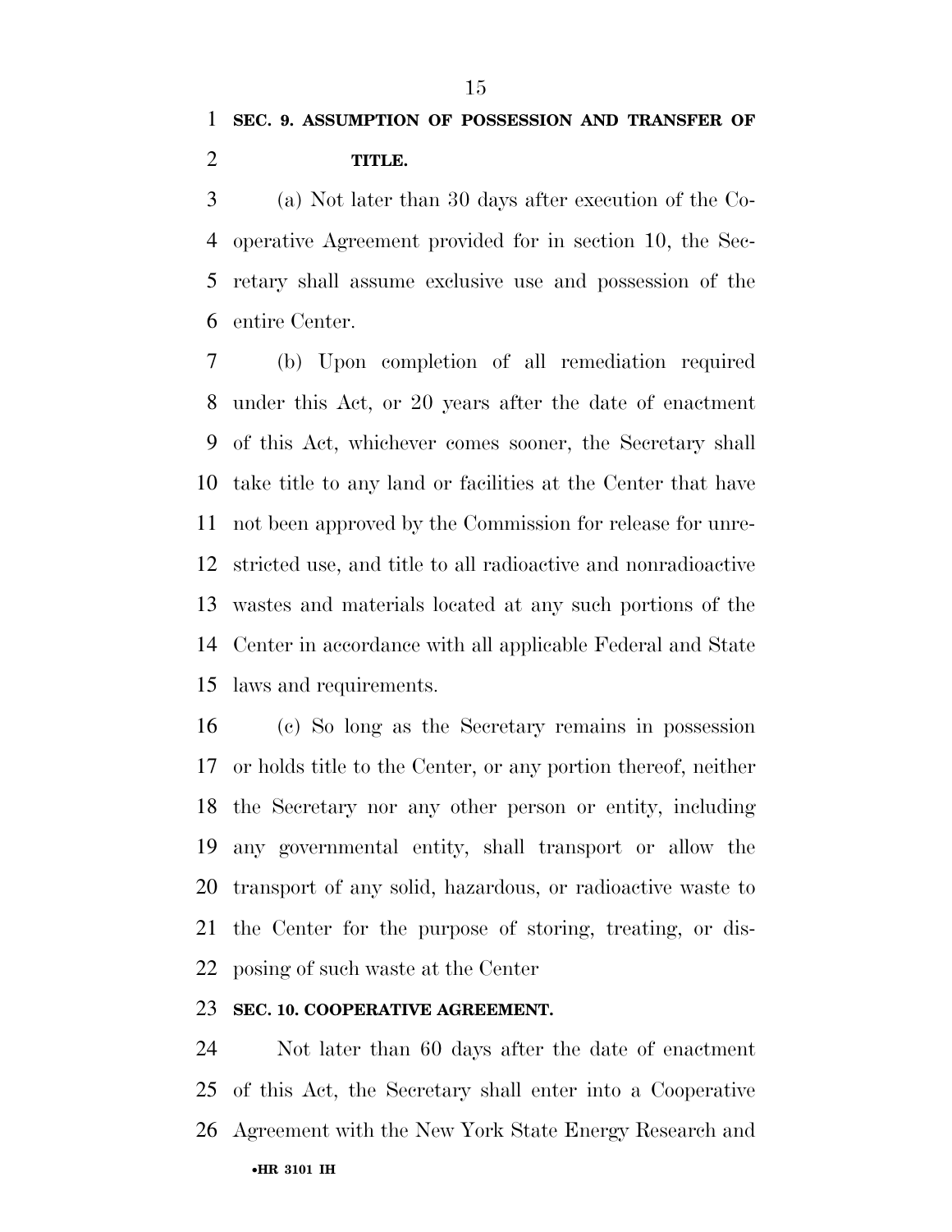**SEC. 9. ASSUMPTION OF POSSESSION AND TRANSFER OF TITLE.**

(a) Not later than 30 days after execution of the Cooperative Agreement provided for in section 10, the Secretary shall assume exclusive use and possession of the entire Center.

(b) Upon completion of all remediation required under this Act, or 20 years after the date of enactment of this Act, whichever comes sooner, the Secretary shall take title to any land or facilities at the Center that have not been approved by the Commission for release for unrestricted use, and title to all radioactive and nonradioactive wastes and materials located at any such portions of the Center in accordance with all applicable Federal and State laws and requirements.

(c) So long as the Secretary remains in possession or holds title to the Center, or any portion thereof, neither the Secretary nor any other person or entity, including any governmental entity, shall transport or allow the transport of any solid, hazardous, or radioactive waste to the Center for the purpose of storing, treating, or disposing of such waste at the Center

**SEC. 10. COOPERATIVE AGREEMENT.**

Not later than 60 days after the date of enactment of this Act, the Secretary shall enter into a Cooperative Agreement with the New York State Energy Research and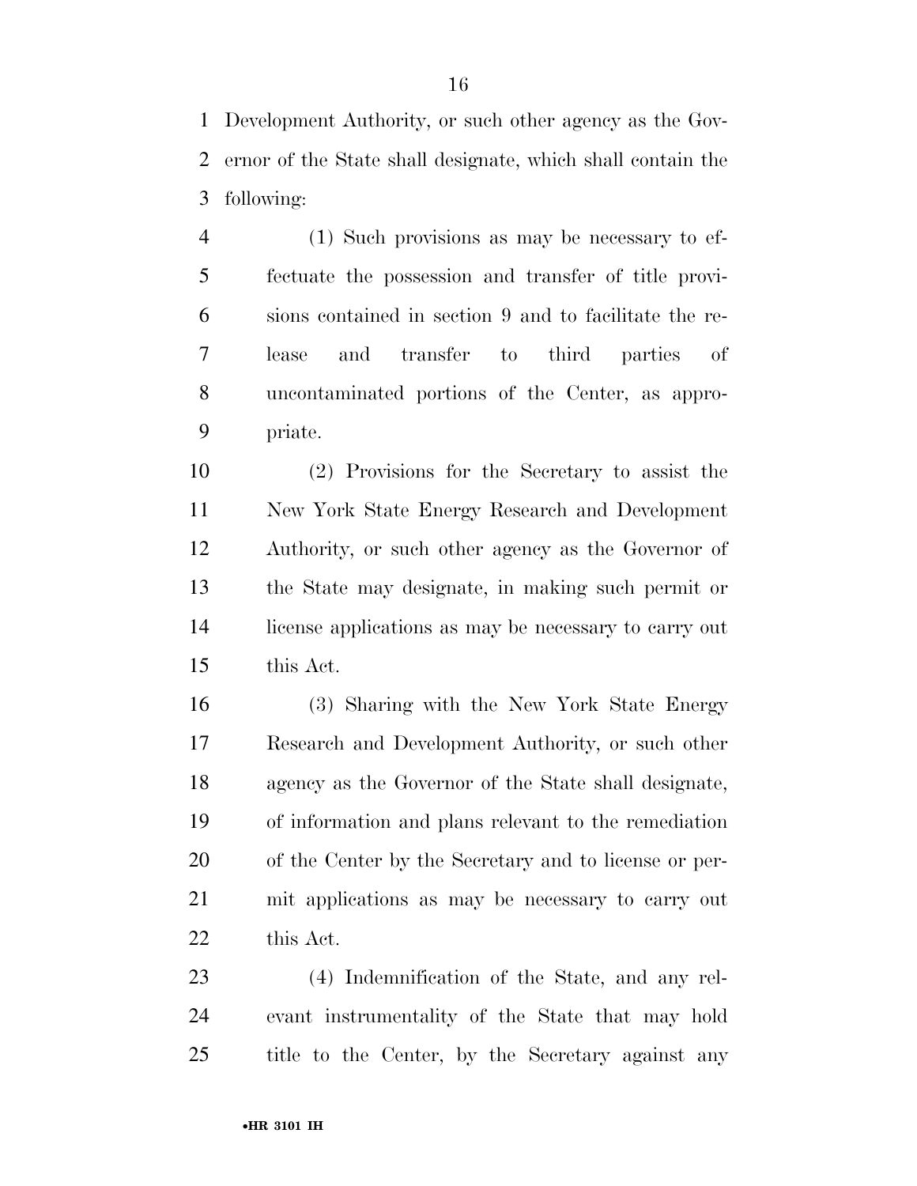Development Authority, or such other agency as the Governor of the State shall designate, which shall contain the following:

(1) Such provisions as may be necessary to effectuate the possession and transfer of title provisions contained in section 9 and to facilitate the release and transfer to third parties of uncontaminated portions of the Center, as appropriate.

(2) Provisions for the Secretary to assist the New York State Energy Research and Development Authority, or such other agency as the Governor of the State may designate, in making such permit or license applications as may be necessary to carry out this Act.

(3) Sharing with the New York State Energy Research and Development Authority, or such other agency as the Governor of the State shall designate, of information and plans relevant to the remediation of the Center by the Secretary and to license or permit applications as may be necessary to carry out this Act.

(4) Indemnification of the State, and any relevant instrumentality of the State that may hold title to the Center, by the Secretary against any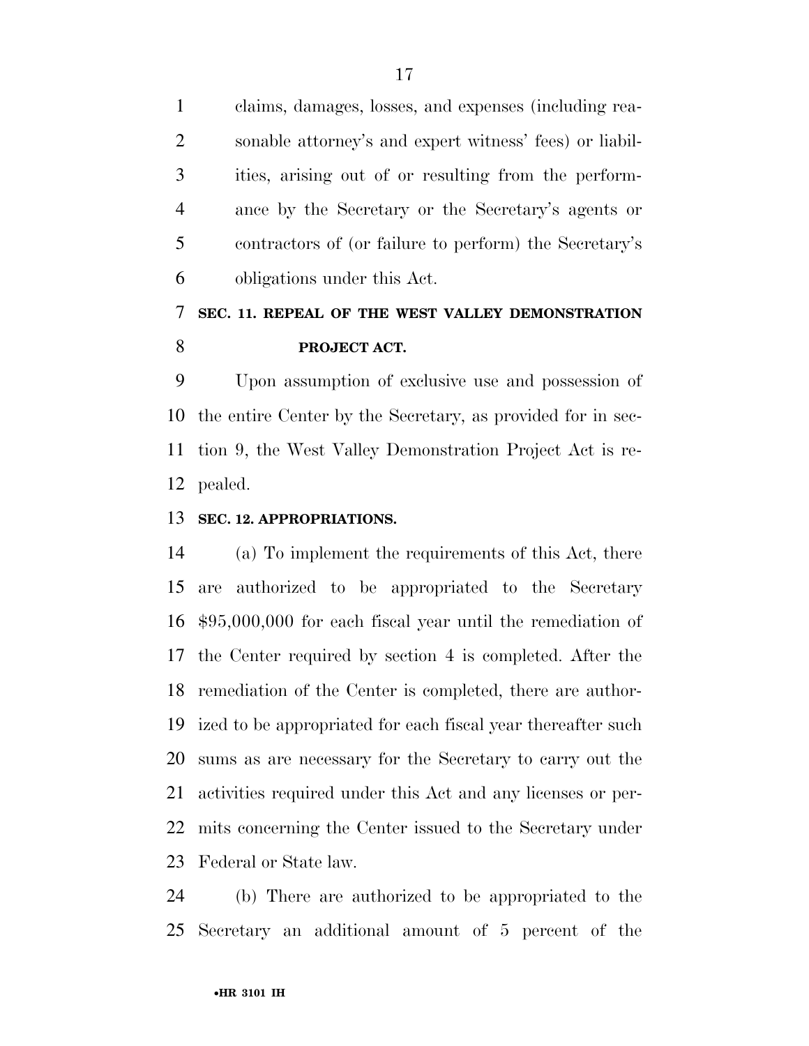claims, damages, losses, and expenses (including reasonable attorney's and expert witness' fees) or liabilities, arising out of or resulting from the performance by the Secretary or the Secretary's agents or contractors of (or failure to perform) the Secretary's obligations under this Act.

**SEC. 11. REPEAL OF THE WEST VALLEY DEMONSTRATION PROJECT ACT.**

Upon assumption of exclusive use and possession of the entire Center by the Secretary, as provided for in section 9, the West Valley Demonstration Project Act is repealed.

**SEC. 12. APPROPRIATIONS.**

(a) To implement the requirements of this Act, there are authorized to be appropriated to the Secretary $95,000,000 for each fiscal year until the remediation of the Center required by section 4 is completed. After the remediation of the Center is completed, there are authorized to be appropriated for each fiscal year thereafter such sums as are necessary for the Secretary to carry out the activities required under this Act and any licenses or permits concerning the Center issued to the Secretary under Federal or State law.

(b) There are authorized to be appropriated to the Secretary an additional amount of 5 percent of the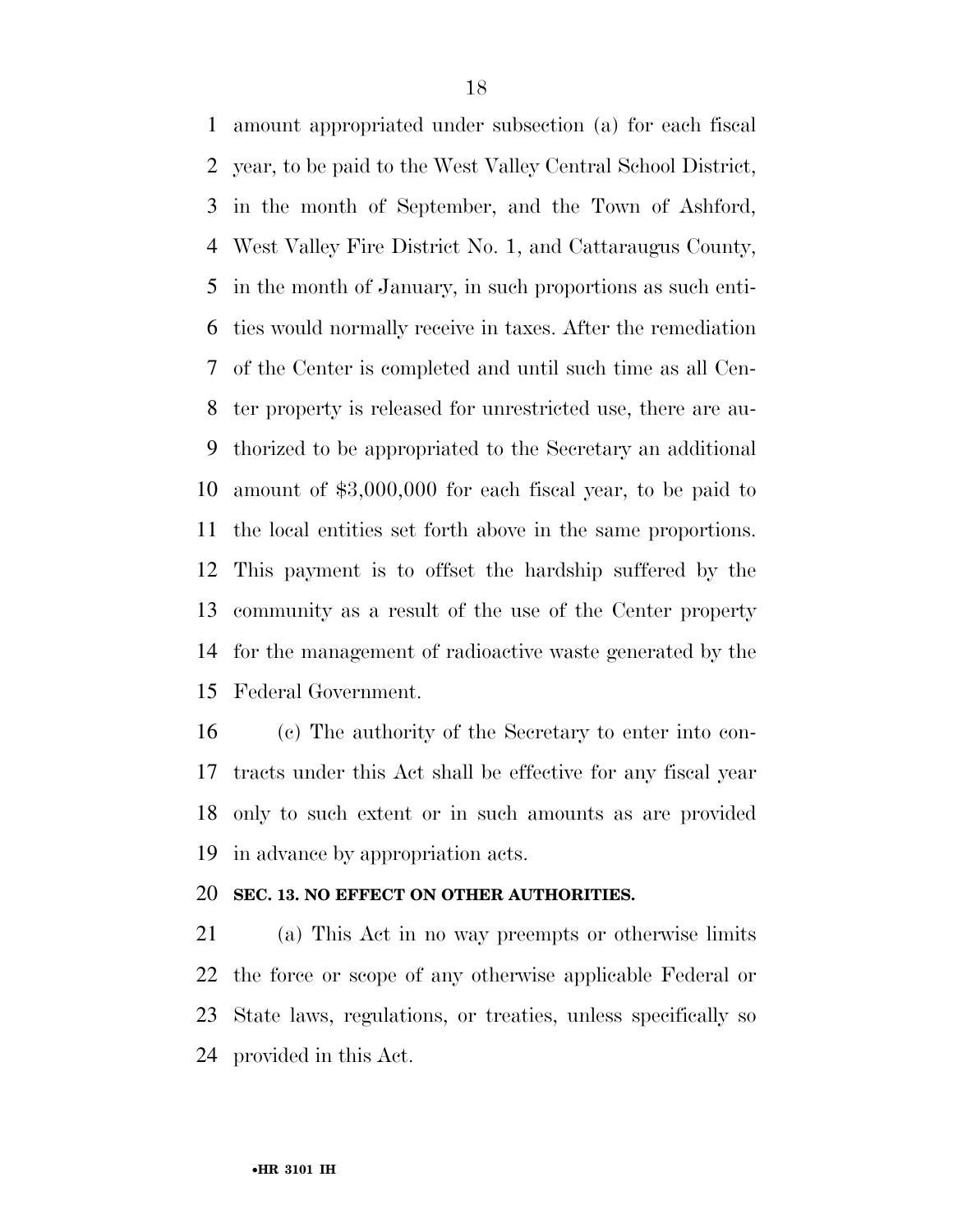amount appropriated under subsection (a) for each fiscal year, to be paid to the West Valley Central School District, in the month of September, and the Town of Ashford, West Valley Fire District No. 1, and Cattaraugus County, in the month of January, in such proportions as such entities would normally receive in taxes. After the remediation of the Center is completed and until such time as all Center property is released for unrestricted use, there are authorized to be appropriated to the Secretary an additional amount of $3,000,000 for each fiscal year, to be paid to the local entities set forth above in the same proportions. This payment is to offset the hardship suffered by the community as a result of the use of the Center property for the management of radioactive waste generated by the Federal Government.

(c) The authority of the Secretary to enter into contracts under this Act shall be effective for any fiscal year only to such extent or in such amounts as are provided in advance by appropriation acts.

**SEC. 13. NO EFFECT ON OTHER AUTHORITIES.**

(a) This Act in no way preempts or otherwise limits the force or scope of any otherwise applicable Federal or State laws, regulations, or treaties, unless specifically so provided in this Act.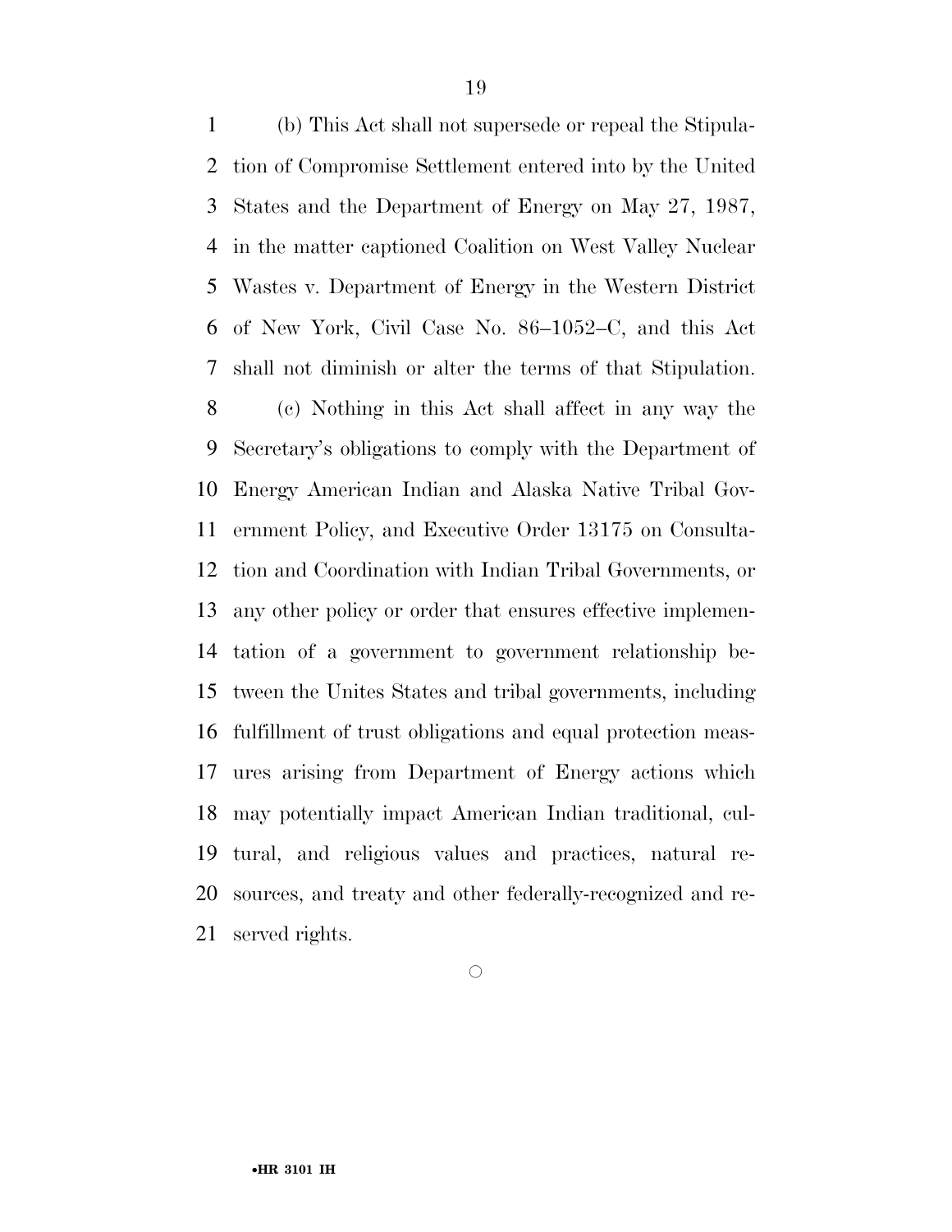(b) This Act shall not supersede or repeal the Stipulation of Compromise Settlement entered into by the United States and the Department of Energy on May 27, 1987, in the matter captioned Coalition on West Valley Nuclear Wastes v. Department of Energy in the Western District of New York, Civil Case No. 86–1052–C, and this Act shall not diminish or alter the terms of that Stipulation.

(c) Nothing in this Act shall affect in any way the Secretary's obligations to comply with the Department of Energy American Indian and Alaska Native Tribal Government Policy, and Executive Order 13175 on Consultation and Coordination with Indian Tribal Governments, or any other policy or order that ensures effective implementation of a government to government relationship between the Unites States and tribal governments, including fulfillment of trust obligations and equal protection measures arising from Department of Energy actions which may potentially impact American Indian traditional, cultural, and religious values and practices, natural resources, and treaty and other federally-recognized and reserved rights.

○